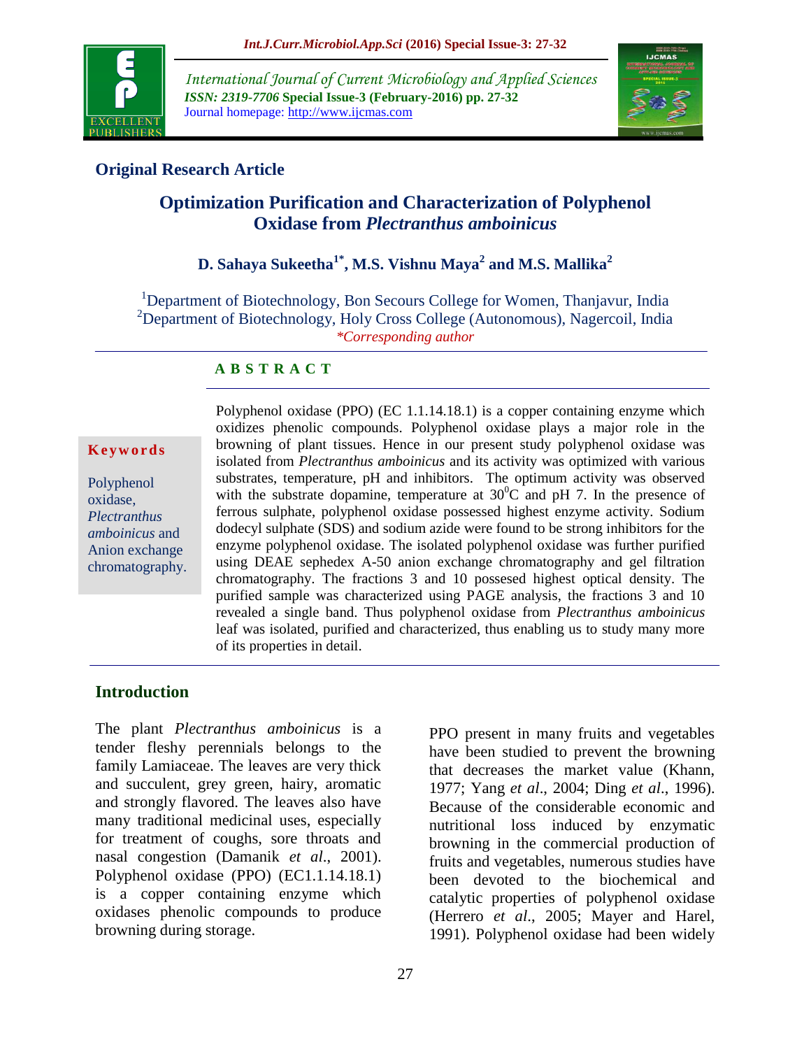**Original Research Article**

# Optimization Purification and Characterization of Polyphenol Oxidase from *Plectranthus amboinicus*

**D. Sahaya Sukeetha[1*], M.S. Vishnu Maya[2] and M.S. Mallika[2]**

[1]Department of Biotechnology, Bon Secours College for Women, Thanjavur, India
[2]Department of Biotechnology, Holy Cross College (Autonomous), Nagercoil, India
*\*Corresponding author*

## ABSTRACT

**Keywords**

Polyphenol oxidase, *Plectranthus amboinicus* and Anion exchange chromatography.

Polyphenol oxidase (PPO) (EC 1.1.14.18.1) is a copper containing enzyme which oxidizes phenolic compounds. Polyphenol oxidase plays a major role in the browning of plant tissues. Hence in our present study polyphenol oxidase was isolated from *Plectranthus amboinicus* and its activity was optimized with various substrates, temperature, pH and inhibitors. The optimum activity was observed with the substrate dopamine, temperature at $30^0$C and pH 7. In the presence of ferrous sulphate, polyphenol oxidase possessed highest enzyme activity. Sodium dodecyl sulphate (SDS) and sodium azide were found to be strong inhibitors for the enzyme polyphenol oxidase. The isolated polyphenol oxidase was further purified using DEAE sephedex A-50 anion exchange chromatography and gel filtration chromatography. The fractions 3 and 10 possessed highest optical density. The purified sample was characterized using PAGE analysis, the fractions 3 and 10 revealed a single band. Thus polyphenol oxidase from *Plectranthus amboinicus* leaf was isolated, purified and characterized, thus enabling us to study many more of its properties in detail.

## Introduction

The plant *Plectranthus amboinicus* is a tender fleshy perennials belongs to the family Lamiaceae. The leaves are very thick and succulent, grey green, hairy, aromatic and strongly flavored. The leaves also have many traditional medicinal uses, especially for treatment of coughs, sore throats and nasal congestion (Damanik *et al*., 2001). Polyphenol oxidase (PPO) (EC1.1.14.18.1) is a copper containing enzyme which oxidases phenolic compounds to produce browning during storage.

PPO present in many fruits and vegetables have been studied to prevent the browning that decreases the market value (Khann, 1977; Yang *et al*., 2004; Ding *et al*., 1996). Because of the considerable economic and nutritional loss induced by enzymatic browning in the commercial production of fruits and vegetables, numerous studies have been devoted to the biochemical and catalytic properties of polyphenol oxidase (Herrero *et al*., 2005; Mayer and Harel, 1991). Polyphenol oxidase had been widely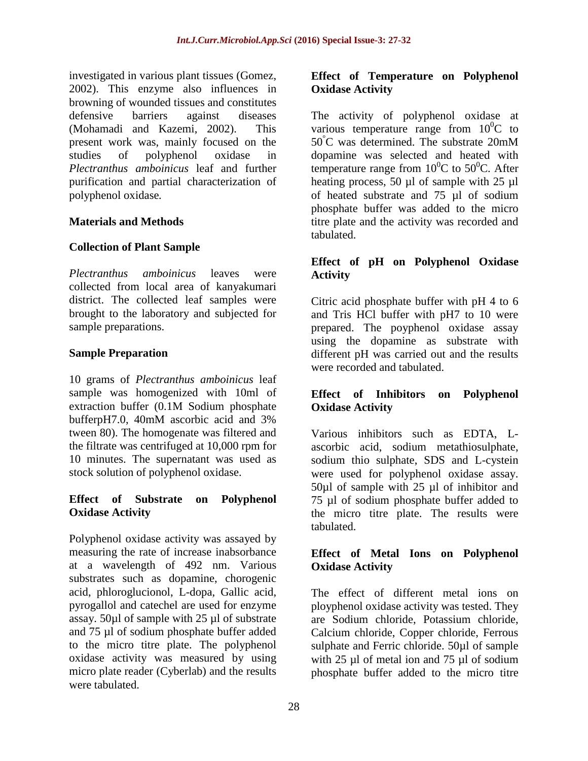investigated in various plant tissues (Gomez, 2002). This enzyme also influences in browning of wounded tissues and constitutes defensive barriers against diseases (Mohamadi and Kazemi, 2002). This present work was, mainly focused on the studies of polyphenol oxidase in *Plectranthus amboinicus* leaf and further purification and partial characterization of polyphenol oxidase.

## Materials and Methods

### Collection of Plant Sample

*Plectranthus amboinicus* leaves were collected from local area of kanyakumari district. The collected leaf samples were brought to the laboratory and subjected for sample preparations.

### Sample Preparation

10 grams of *Plectranthus amboinicus* leaf sample was homogenized with 10ml of extraction buffer (0.1M Sodium phosphate bufferpH7.0, 40mM ascorbic acid and 3% tween 80). The homogenate was filtered and the filtrate was centrifuged at 10,000 rpm for 10 minutes. The supernatant was used as stock solution of polyphenol oxidase.

### Effect of Substrate on Polyphenol Oxidase Activity

Polyphenol oxidase activity was assayed by measuring the rate of increase inabsorbance at a wavelength of 492 nm. Various substrates such as dopamine, chorogenic acid, phloroglucionol, L-dopa, Gallic acid, pyrogallol and catechel are used for enzyme assay. 50µl of sample with 25 µl of substrate and 75 µl of sodium phosphate buffer added to the micro titre plate. The polyphenol oxidase activity was measured by using micro plate reader (Cyberlab) and the results were tabulated.

### Effect of Temperature on Polyphenol Oxidase Activity

The activity of polyphenol oxidase at various temperature range from $10^0$C to $50^°$C was determined. The substrate 20mM dopamine was selected and heated with temperature range from $10^0$C to $50^0$C. After heating process, 50 µl of sample with 25 µl of heated substrate and 75 µl of sodium phosphate buffer was added to the micro titre plate and the activity was recorded and tabulated.

### Effect of pH on Polyphenol Oxidase Activity

Citric acid phosphate buffer with pH 4 to 6 and Tris HCl buffer with pH7 to 10 were prepared. The poyphenol oxidase assay using the dopamine as substrate with different pH was carried out and the results were recorded and tabulated.

### Effect of Inhibitors on Polyphenol Oxidase Activity

Various inhibitors such as EDTA, L-ascorbic acid, sodium metathiosulphate, sodium thio sulphate, SDS and L-cystein were used for polyphenol oxidase assay. 50µl of sample with 25 µl of inhibitor and 75 µl of sodium phosphate buffer added to the micro titre plate. The results were tabulated.

### Effect of Metal Ions on Polyphenol Oxidase Activity

The effect of different metal ions on ployphenol oxidase activity was tested. They are Sodium chloride, Potassium chloride, Calcium chloride, Copper chloride, Ferrous sulphate and Ferric chloride. 50µl of sample with 25 µl of metal ion and 75 µl of sodium phosphate buffer added to the micro titre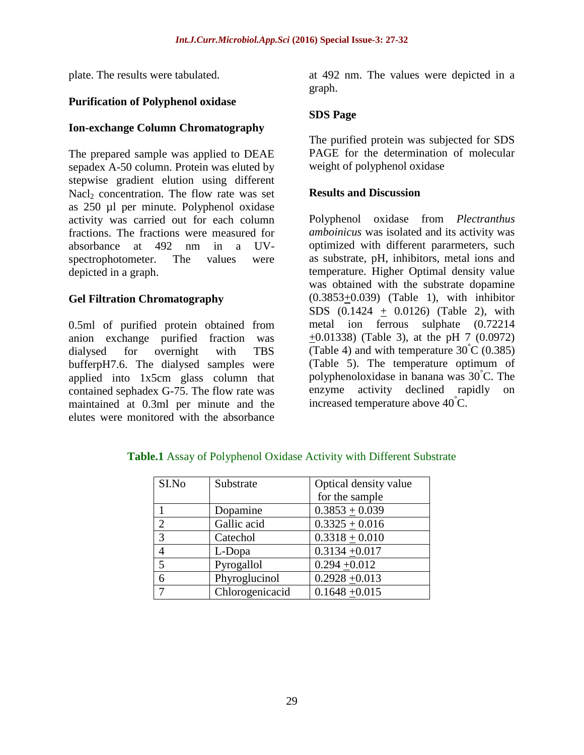plate. The results were tabulated.

### Purification of Polyphenol oxidase

### Ion-exchange Column Chromatography

The prepared sample was applied to DEAE sepadex A-50 column. Protein was eluted by stepwise gradient elution using different $Nacl_2$ concentration. The flow rate was set as 250 µl per minute. Polyphenol oxidase activity was carried out for each column fractions. The fractions were measured for absorbance at 492 nm in a UV-spectrophotometer. The values were depicted in a graph.

### Gel Filtration Chromatography

0.5ml of purified protein obtained from anion exchange purified fraction was dialysed for overnight with TBS bufferpH7.6. The dialysed samples were applied into 1x5cm glass column that contained sephadex G-75. The flow rate was maintained at 0.3ml per minute and the elutes were monitored with the absorbance at 492 nm. The values were depicted in a graph.

### SDS Page

The purified protein was subjected for SDS PAGE for the determination of molecular weight of polyphenol oxidase

## Results and Discussion

Polyphenol oxidase from *Plectranthus amboinicus* was isolated and its activity was optimized with different pararmeters, such as substrate, pH, inhibitors, metal ions and temperature. Higher Optimal density value was obtained with the substrate dopamine (0.3853±0.039) (Table 1), with inhibitor SDS (0.1424 ± 0.0126) (Table 2), with metal ion ferrous sulphate (0.72214 ±0.01338) (Table 3), at the pH 7 (0.0972) (Table 4) and with temperature 30°C (0.385) (Table 5). The temperature optimum of polyphenoloxidase in banana was 30°C. The enzyme activity declined rapidly on increased temperature above 40°C.

**Table.1** Assay of Polyphenol Oxidase Activity with Different Substrate

| SI.No | Substrate | Optical density value for the sample |
|---|---|---|
| 1 | Dopamine | 0.3853 ± 0.039 |
| 2 | Gallic acid | 0.3325 ± 0.016 |
| 3 | Catechol | 0.3318 ± 0.010 |
| 4 | L-Dopa | 0.3134 ±0.017 |
| 5 | Pyrogallol | 0.294 ±0.012 |
| 6 | Phyroglucinol | 0.2928 ±0.013 |
| 7 | Chlorogenicacid | 0.1648 ±0.015 |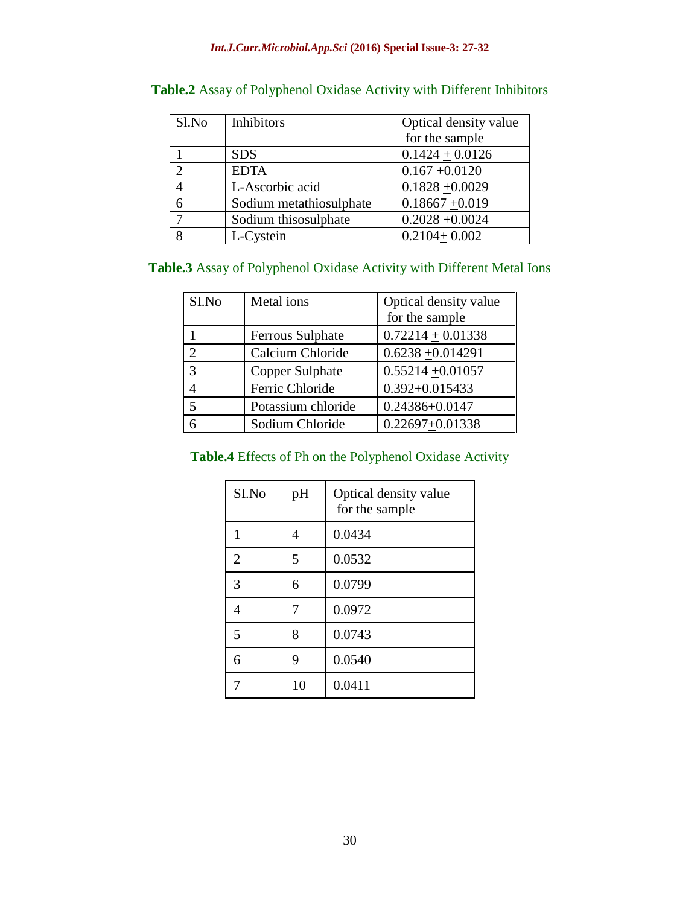**Table.2** Assay of Polyphenol Oxidase Activity with Different Inhibitors

| Sl.No | Inhibitors | Optical density value for the sample |
|---|---|---|
| 1 | SDS | 0.1424 ± 0.0126 |
| 2 | EDTA | 0.167 ±0.0120 |
| 4 | L-Ascorbic acid | 0.1828 ±0.0029 |
| 6 | Sodium metathiosulphate | 0.18667 ±0.019 |
| 7 | Sodium thisosulphate | 0.2028 ±0.0024 |
| 8 | L-Cystein | 0.2104± 0.002 |

**Table.3** Assay of Polyphenol Oxidase Activity with Different Metal Ions

| SI.No | Metal ions | Optical density value for the sample |
|---|---|---|
| 1 | Ferrous Sulphate | 0.72214 ± 0.01338 |
| 2 | Calcium Chloride | 0.6238 ±0.014291 |
| 3 | Copper Sulphate | 0.55214 ±0.01057 |
| 4 | Ferric Chloride | 0.392±0.015433 |
| 5 | Potassium chloride | 0.24386±0.0147 |
| 6 | Sodium Chloride | 0.22697±0.01338 |

**Table.4** Effects of Ph on the Polyphenol Oxidase Activity

| SI.No | pH | Optical density value for the sample |
|---|---|---|
| 1 | 4 | 0.0434 |
| 2 | 5 | 0.0532 |
| 3 | 6 | 0.0799 |
| 4 | 7 | 0.0972 |
| 5 | 8 | 0.0743 |
| 6 | 9 | 0.0540 |
| 7 | 10 | 0.0411 |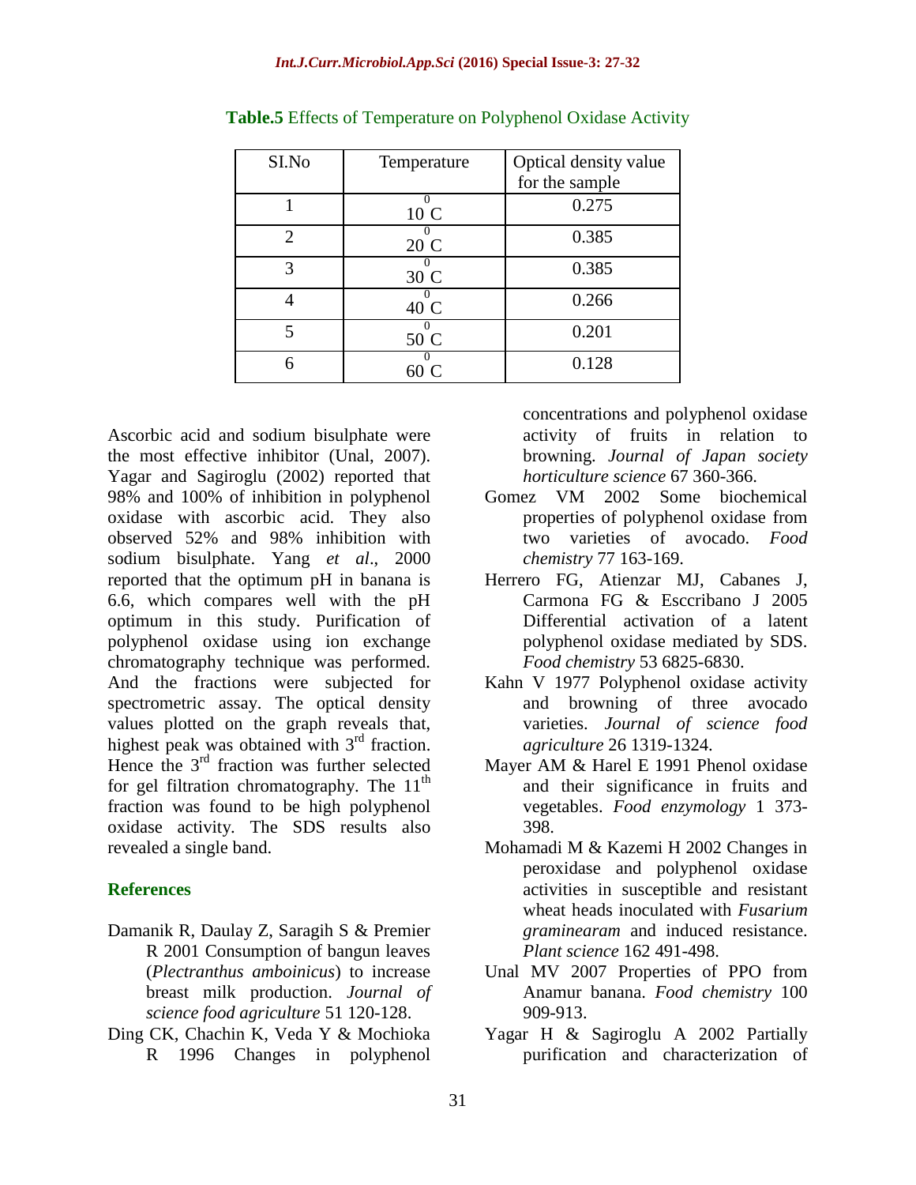**Table.5** Effects of Temperature on Polyphenol Oxidase Activity

| SI.No | Temperature | Optical density value for the sample |
|---|---|---|
| 1 | $10^0$C | 0.275 |
| 2 | $20^0$C | 0.385 |
| 3 | $30^0$C | 0.385 |
| 4 | $40^0$C | 0.266 |
| 5 | $50^0$C | 0.201 |
| 6 | $60^0$C | 0.128 |

Ascorbic acid and sodium bisulphate were the most effective inhibitor (Unal, 2007). Yagar and Sagiroglu (2002) reported that 98% and 100% of inhibition in polyphenol oxidase with ascorbic acid. They also observed 52% and 98% inhibition with sodium bisulphate. Yang *et al*., 2000 reported that the optimum pH in banana is 6.6, which compares well with the pH optimum in this study. Purification of polyphenol oxidase using ion exchange chromatography technique was performed. And the fractions were subjected for spectrometric assay. The optical density values plotted on the graph reveals that, highest peak was obtained with 3rd fraction. Hence the 3rd fraction was further selected for gel filtration chromatography. The 11th fraction was found to be high polyphenol oxidase activity. The SDS results also revealed a single band.

## References

Damanik R, Daulay Z, Saragih S & Premier R 2001 Consumption of bangun leaves (*Plectranthus amboinicus*) to increase breast milk production. *Journal of science food agriculture* 51 120-128.

Ding CK, Chachin K, Veda Y & Mochioka R 1996 Changes in polyphenol concentrations and polyphenol oxidase activity of fruits in relation to browning. *Journal of Japan society horticulture science* 67 360-366.

Gomez VM 2002 Some biochemical properties of polyphenol oxidase from two varieties of avocado. *Food chemistry* 77 163-169.

Herrero FG, Atienzar MJ, Cabanes J, Carmona FG & Esccribano J 2005 Differential activation of a latent polyphenol oxidase mediated by SDS. *Food chemistry* 53 6825-6830.

Kahn V 1977 Polyphenol oxidase activity and browning of three avocado varieties. *Journal of science food agriculture* 26 1319-1324.

Mayer AM & Harel E 1991 Phenol oxidase and their significance in fruits and vegetables. *Food enzymology* 1 373-398.

Mohamadi M & Kazemi H 2002 Changes in peroxidase and polyphenol oxidase activities in susceptible and resistant wheat heads inoculated with *Fusarium graminearam* and induced resistance. *Plant science* 162 491-498.

Unal MV 2007 Properties of PPO from Anamur banana. *Food chemistry* 100 909-913.

Yagar H & Sagiroglu A 2002 Partially purification and characterization of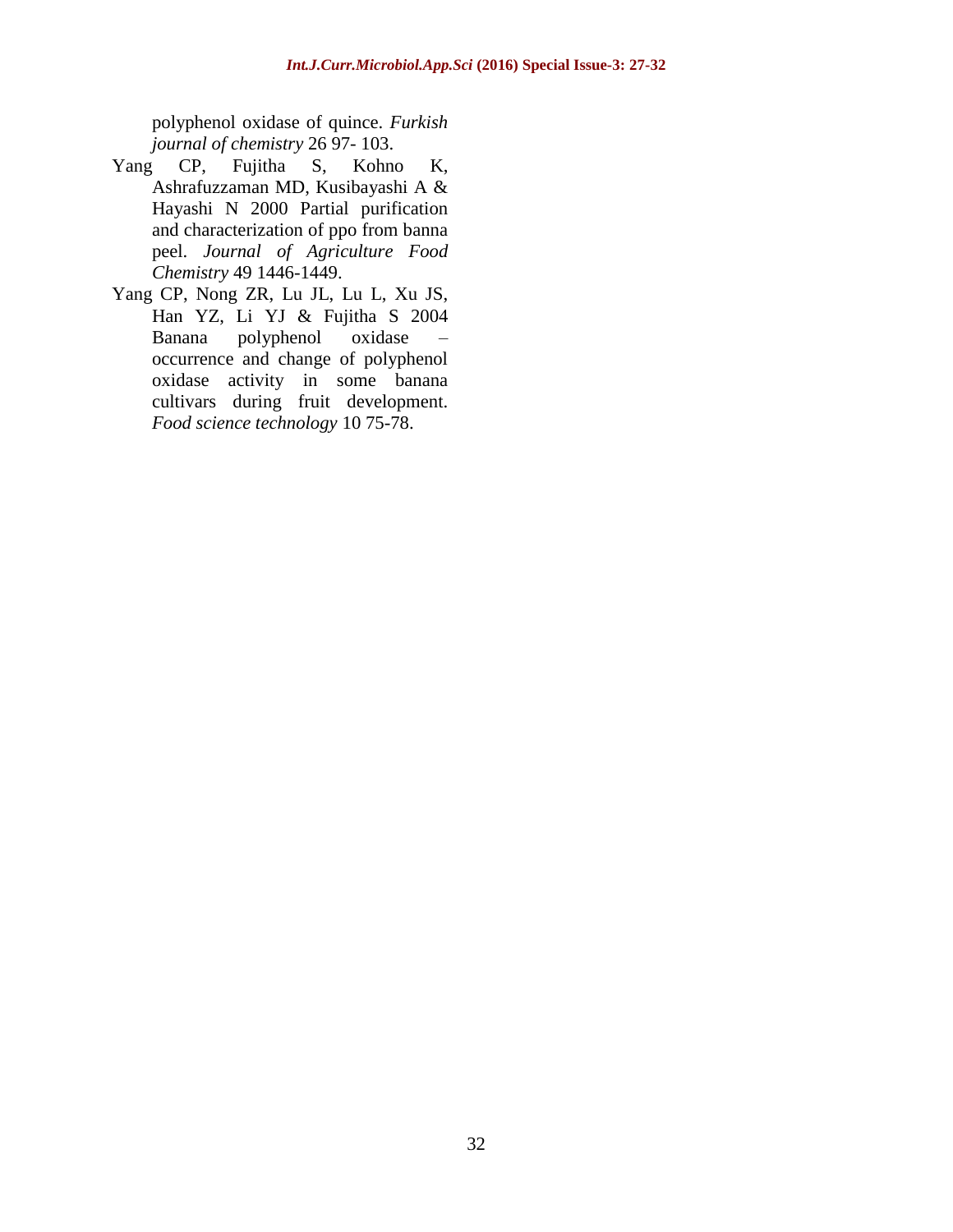polyphenol oxidase of quince. *Furkish journal of chemistry* 26 97- 103.

Yang CP, Fujitha S, Kohno K, Ashrafuzzaman MD, Kusibayashi A & Hayashi N 2000 Partial purification and characterization of ppo from banna peel. *Journal of Agriculture Food Chemistry* 49 1446-1449.

Yang CP, Nong ZR, Lu JL, Lu L, Xu JS, Han YZ, Li YJ & Fujitha S 2004 Banana polyphenol oxidase – occurrence and change of polyphenol oxidase activity in some banana cultivars during fruit development. *Food science technology* 10 75-78.